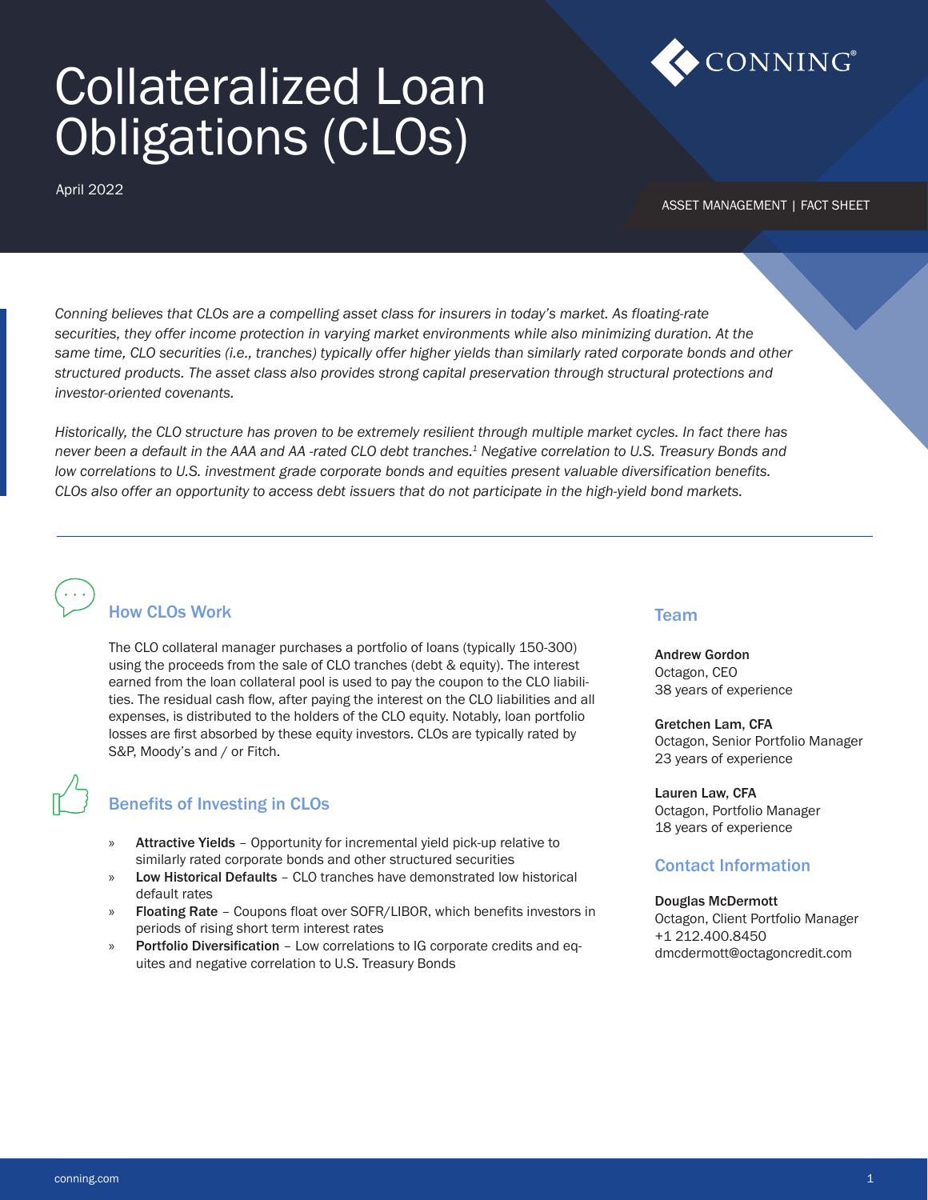# Collateralized Loan Obligations (CLOs)

April 2022

CONNING

ASSET MANAGEMENT | FACT SHEET

*Conning believes that CLOs are a compelling asset class for insurers in today's market. As floating-rate securities, they offer income protection in varying market environments while also minimizing duration. At the same time, CLO securities (i.e., tranches) typically offer higher yields than similarly rated corporate bonds and other structured products. The asset class also provides strong capital preservation through structural protections and investor-oriented covenants.*

*Historically, the CLO structure has proven to be extremely resilient through multiple market cycles. In fact there has never been a default in the AAA and AA -rated CLO debt tranches.[1] Negative correlation to U.S. Treasury Bonds and low correlations to U.S. investment grade corporate bonds and equities present valuable diversification benefits. CLOs also offer an opportunity to access debt issuers that do not participate in the high-yield bond markets.*

## How CLOs Work

The CLO collateral manager purchases a portfolio of loans (typically 150-300) using the proceeds from the sale of CLO tranches (debt & equity). The interest earned from the loan collateral pool is used to pay the coupon to the CLO liabilities. The residual cash flow, after paying the interest on the CLO liabilities and all expenses, is distributed to the holders of the CLO equity. Notably, loan portfolio losses are first absorbed by these equity investors. CLOs are typically rated by S&P, Moody's and / or Fitch.

## Benefits of Investing in CLOs

- **Attractive Yields** – Opportunity for incremental yield pick-up relative to similarly rated corporate bonds and other structured securities
- **Low Historical Defaults** – CLO tranches have demonstrated low historical default rates
- **Floating Rate** – Coupons float over SOFR/LIBOR, which benefits investors in periods of rising short term interest rates
- **Portfolio Diversification** – Low correlations to IG corporate credits and equites and negative correlation to U.S. Treasury Bonds

## Team

**Andrew Gordon**
Octagon, CEO
38 years of experience

**Gretchen Lam, CFA**
Octagon, Senior Portfolio Manager
23 years of experience

**Lauren Law, CFA**
Octagon, Portfolio Manager
18 years of experience

## Contact Information

**Douglas McDermott**
Octagon, Client Portfolio Manager
+1 212.400.8450
dmcdermott@octagoncredit.com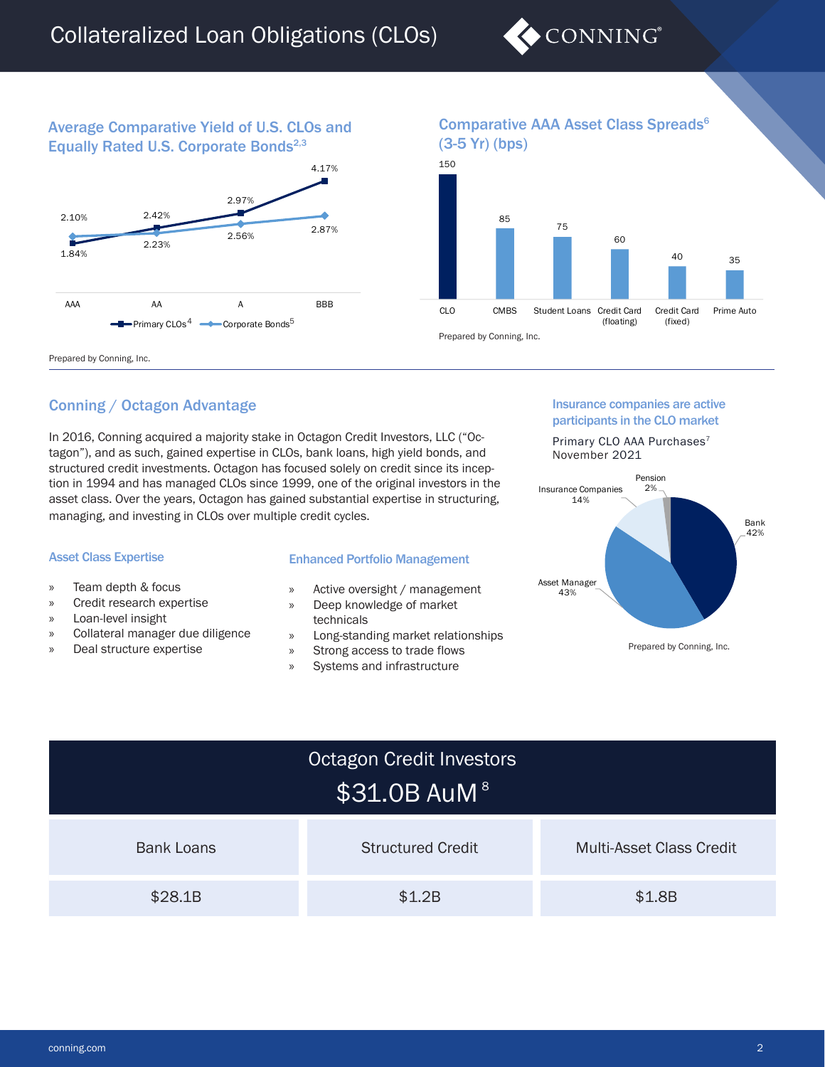# Collateralized Loan Obligations (CLOs)

### Average Comparative Yield of U.S. CLOs and Equally Rated U.S. Corporate Bonds[2,3]

| Rating | Primary CLOs[4] | Corporate Bonds[5] |
|---|---|---|
| AAA | 1.84% | 2.10% |
| AA | 2.42% | 2.23% |
| A | 2.97% | 2.56% |
| BBB | 4.17% | 2.87% |

Prepared by Conning, Inc.

### Comparative AAA Asset Class Spreads[6] (3-5 Yr) (bps)

| Asset Class | Spread (bps) |
|---|---|
| CLO | 150 |
| CMBS | 85 |
| Student Loans | 75 |
| Credit Card (floating) | 60 |
| Credit Card (fixed) | 40 |
| Prime Auto | 35 |

Prepared by Conning, Inc.

## Conning / Octagon Advantage

In 2016, Conning acquired a majority stake in Octagon Credit Investors, LLC ("Octagon"), and as such, gained expertise in CLOs, bank loans, high yield bonds, and structured credit investments. Octagon has focused solely on credit since its inception in 1994 and has managed CLOs since 1999, one of the original investors in the asset class. Over the years, Octagon has gained substantial expertise in structuring, managing, and investing in CLOs over multiple credit cycles.

### Asset Class Expertise

- Team depth & focus
- Credit research expertise
- Loan-level insight
- Collateral manager due diligence
- Deal structure expertise

### Enhanced Portfolio Management

- Active oversight / management
- Deep knowledge of market technicals
- Long-standing market relationships
- Strong access to trade flows
- Systems and infrastructure

### Insurance companies are active participants in the CLO market

Primary CLO AAA Purchases[7]
November 2021

| Participant | Share |
|---|---|
| Bank | 42% |
| Asset Manager | 43% |
| Insurance Companies | 14% |
| Pension | 2% |

Prepared by Conning, Inc.

## Octagon Credit Investors

## $31.0B AuM[8]

| Bank Loans | Structured Credit | Multi-Asset Class Credit |
|---|---|---|
| $28.1B | $1.2B | $1.8B |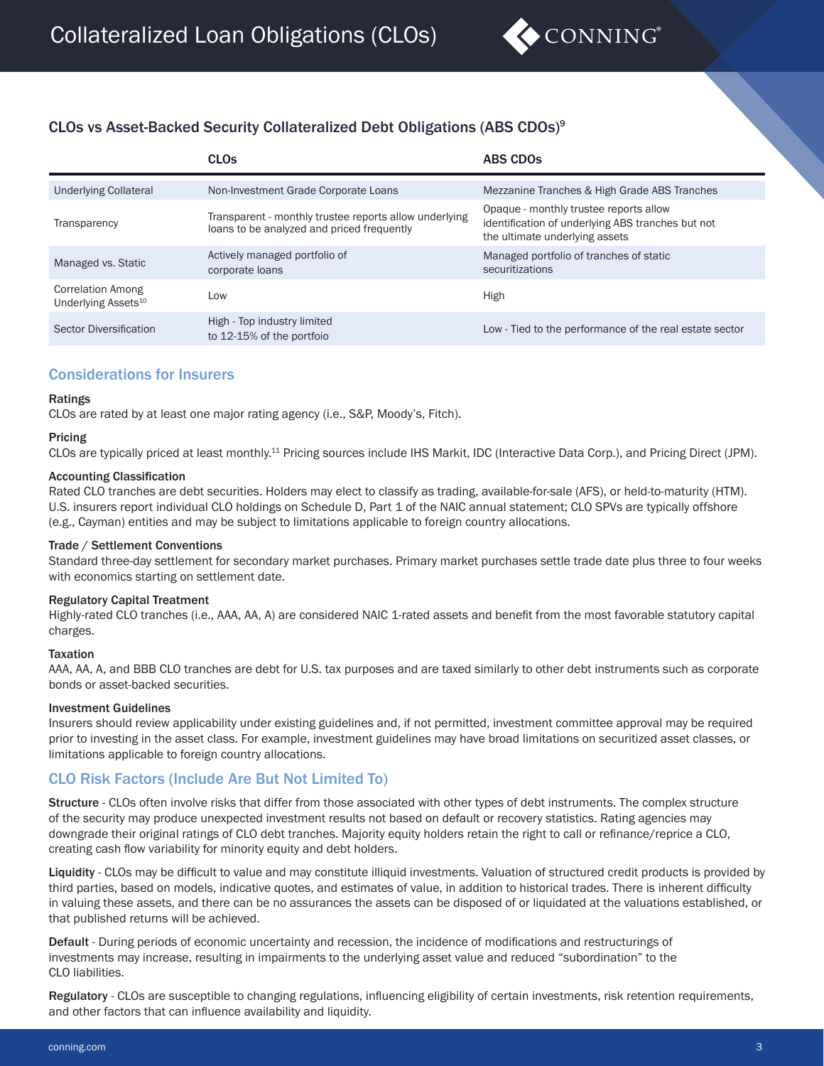## CLOs vs Asset-Backed Security Collateralized Debt Obligations (ABS CDOs)[9]

| | CLOs | ABS CDOs |
|---|---|---|
| Underlying Collateral | Non-Investment Grade Corporate Loans | Mezzanine Tranches & High Grade ABS Tranches |
| Transparency | Transparent - monthly trustee reports allow underlying loans to be analyzed and priced frequently | Opaque - monthly trustee reports allow identification of underlying ABS tranches but not the ultimate underlying assets |
| Managed vs. Static | Actively managed portfolio of corporate loans | Managed portfolio of tranches of static securitizations |
| Correlation Among Underlying Assets[10] | Low | High |
| Sector Diversification | High - Top industry limited to 12-15% of the portfoio | Low - Tied to the performance of the real estate sector |

## Considerations for Insurers

**Ratings**
CLOs are rated by at least one major rating agency (i.e., S&P, Moody's, Fitch).

**Pricing**
CLOs are typically priced at least monthly.[11] Pricing sources include IHS Markit, IDC (Interactive Data Corp.), and Pricing Direct (JPM).

**Accounting Classification**
Rated CLO tranches are debt securities. Holders may elect to classify as trading, available-for-sale (AFS), or held-to-maturity (HTM). U.S. insurers report individual CLO holdings on Schedule D, Part 1 of the NAIC annual statement; CLO SPVs are typically offshore (e.g., Cayman) entities and may be subject to limitations applicable to foreign country allocations.

**Trade / Settlement Conventions**
Standard three-day settlement for secondary market purchases. Primary market purchases settle trade date plus three to four weeks with economics starting on settlement date.

**Regulatory Capital Treatment**
Highly-rated CLO tranches (i.e., AAA, AA, A) are considered NAIC 1-rated assets and benefit from the most favorable statutory capital charges.

**Taxation**
AAA, AA, A, and BBB CLO tranches are debt for U.S. tax purposes and are taxed similarly to other debt instruments such as corporate bonds or asset-backed securities.

**Investment Guidelines**
Insurers should review applicability under existing guidelines and, if not permitted, investment committee approval may be required prior to investing in the asset class. For example, investment guidelines may have broad limitations on securitized asset classes, or limitations applicable to foreign country allocations.

## CLO Risk Factors (Include Are But Not Limited To)

**Structure** - CLOs often involve risks that differ from those associated with other types of debt instruments. The complex structure of the security may produce unexpected investment results not based on default or recovery statistics. Rating agencies may downgrade their original ratings of CLO debt tranches. Majority equity holders retain the right to call or refinance/reprice a CLO, creating cash flow variability for minority equity and debt holders.

**Liquidity** - CLOs may be difficult to value and may constitute illiquid investments. Valuation of structured credit products is provided by third parties, based on models, indicative quotes, and estimates of value, in addition to historical trades. There is inherent difficulty in valuing these assets, and there can be no assurances the assets can be disposed of or liquidated at the valuations established, or that published returns will be achieved.

**Default** - During periods of economic uncertainty and recession, the incidence of modifications and restructurings of investments may increase, resulting in impairments to the underlying asset value and reduced "subordination" to the CLO liabilities.

**Regulatory** - CLOs are susceptible to changing regulations, influencing eligibility of certain investments, risk retention requirements, and other factors that can influence availability and liquidity.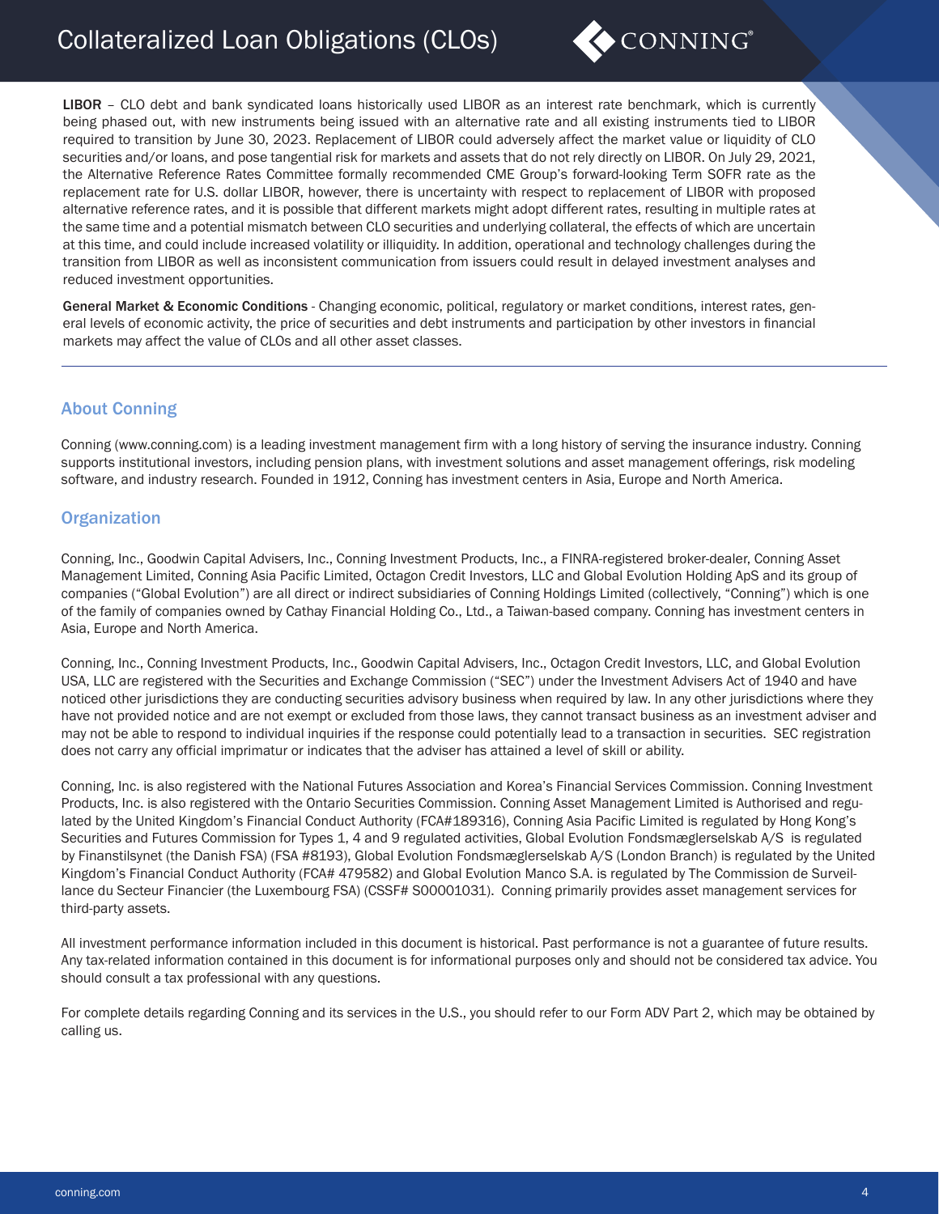**LIBOR** – CLO debt and bank syndicated loans historically used LIBOR as an interest rate benchmark, which is currently being phased out, with new instruments being issued with an alternative rate and all existing instruments tied to LIBOR required to transition by June 30, 2023. Replacement of LIBOR could adversely affect the market value or liquidity of CLO securities and/or loans, and pose tangential risk for markets and assets that do not rely directly on LIBOR. On July 29, 2021, the Alternative Reference Rates Committee formally recommended CME Group's forward-looking Term SOFR rate as the replacement rate for U.S. dollar LIBOR, however, there is uncertainty with respect to replacement of LIBOR with proposed alternative reference rates, and it is possible that different markets might adopt different rates, resulting in multiple rates at the same time and a potential mismatch between CLO securities and underlying collateral, the effects of which are uncertain at this time, and could include increased volatility or illiquidity. In addition, operational and technology challenges during the transition from LIBOR as well as inconsistent communication from issuers could result in delayed investment analyses and reduced investment opportunities.

**General Market & Economic Conditions** - Changing economic, political, regulatory or market conditions, interest rates, general levels of economic activity, the price of securities and debt instruments and participation by other investors in financial markets may affect the value of CLOs and all other asset classes.

## About Conning

Conning (www.conning.com) is a leading investment management firm with a long history of serving the insurance industry. Conning supports institutional investors, including pension plans, with investment solutions and asset management offerings, risk modeling software, and industry research. Founded in 1912, Conning has investment centers in Asia, Europe and North America.

## Organization

Conning, Inc., Goodwin Capital Advisers, Inc., Conning Investment Products, Inc., a FINRA-registered broker-dealer, Conning Asset Management Limited, Conning Asia Pacific Limited, Octagon Credit Investors, LLC and Global Evolution Holding ApS and its group of companies ("Global Evolution") are all direct or indirect subsidiaries of Conning Holdings Limited (collectively, "Conning") which is one of the family of companies owned by Cathay Financial Holding Co., Ltd., a Taiwan-based company. Conning has investment centers in Asia, Europe and North America.

Conning, Inc., Conning Investment Products, Inc., Goodwin Capital Advisers, Inc., Octagon Credit Investors, LLC, and Global Evolution USA, LLC are registered with the Securities and Exchange Commission ("SEC") under the Investment Advisers Act of 1940 and have noticed other jurisdictions they are conducting securities advisory business when required by law. In any other jurisdictions where they have not provided notice and are not exempt or excluded from those laws, they cannot transact business as an investment adviser and may not be able to respond to individual inquiries if the response could potentially lead to a transaction in securities. SEC registration does not carry any official imprimatur or indicates that the adviser has attained a level of skill or ability.

Conning, Inc. is also registered with the National Futures Association and Korea's Financial Services Commission. Conning Investment Products, Inc. is also registered with the Ontario Securities Commission. Conning Asset Management Limited is Authorised and regulated by the United Kingdom's Financial Conduct Authority (FCA#189316), Conning Asia Pacific Limited is regulated by Hong Kong's Securities and Futures Commission for Types 1, 4 and 9 regulated activities, Global Evolution Fondsmæglerselskab A/S is regulated by Finanstilsynet (the Danish FSA) (FSA #8193), Global Evolution Fondsmæglerselskab A/S (London Branch) is regulated by the United Kingdom's Financial Conduct Authority (FCA# 479582) and Global Evolution Manco S.A. is regulated by The Commission de Surveillance du Secteur Financier (the Luxembourg FSA) (CSSF# S00001031). Conning primarily provides asset management services for third-party assets.

All investment performance information included in this document is historical. Past performance is not a guarantee of future results. Any tax-related information contained in this document is for informational purposes only and should not be considered tax advice. You should consult a tax professional with any questions.

For complete details regarding Conning and its services in the U.S., you should refer to our Form ADV Part 2, which may be obtained by calling us.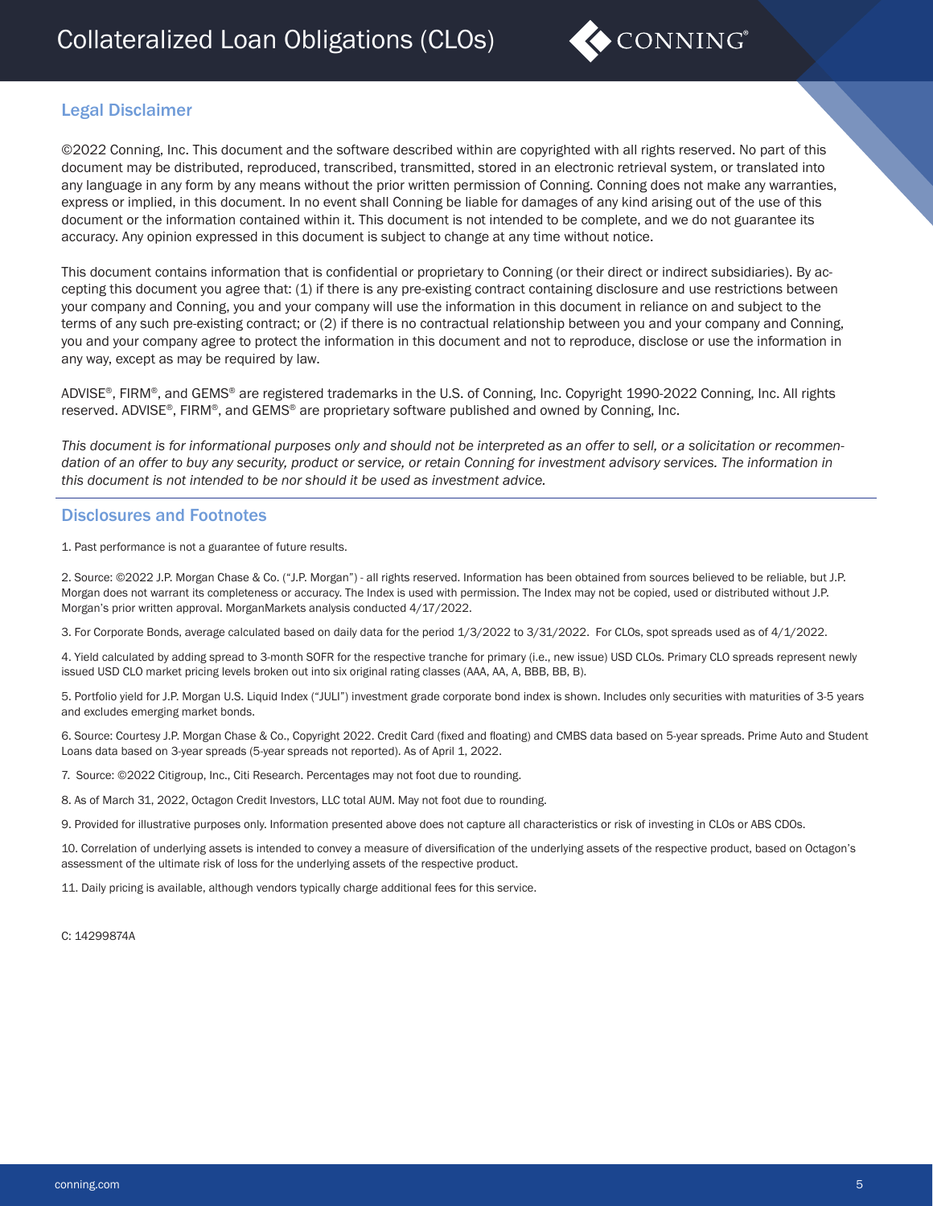## Legal Disclaimer

©2022 Conning, Inc. This document and the software described within are copyrighted with all rights reserved. No part of this document may be distributed, reproduced, transcribed, transmitted, stored in an electronic retrieval system, or translated into any language in any form by any means without the prior written permission of Conning. Conning does not make any warranties, express or implied, in this document. In no event shall Conning be liable for damages of any kind arising out of the use of this document or the information contained within it. This document is not intended to be complete, and we do not guarantee its accuracy. Any opinion expressed in this document is subject to change at any time without notice.

This document contains information that is confidential or proprietary to Conning (or their direct or indirect subsidiaries). By accepting this document you agree that: (1) if there is any pre-existing contract containing disclosure and use restrictions between your company and Conning, you and your company will use the information in this document in reliance on and subject to the terms of any such pre-existing contract; or (2) if there is no contractual relationship between you and your company and Conning, you and your company agree to protect the information in this document and not to reproduce, disclose or use the information in any way, except as may be required by law.

ADVISE®, FIRM®, and GEMS® are registered trademarks in the U.S. of Conning, Inc. Copyright 1990-2022 Conning, Inc. All rights reserved. ADVISE®, FIRM®, and GEMS® are proprietary software published and owned by Conning, Inc.

*This document is for informational purposes only and should not be interpreted as an offer to sell, or a solicitation or recommendation of an offer to buy any security, product or service, or retain Conning for investment advisory services. The information in this document is not intended to be nor should it be used as investment advice.*

## Disclosures and Footnotes

1. Past performance is not a guarantee of future results.

2. Source: ©2022 J.P. Morgan Chase & Co. ("J.P. Morgan") - all rights reserved. Information has been obtained from sources believed to be reliable, but J.P. Morgan does not warrant its completeness or accuracy. The Index is used with permission. The Index may not be copied, used or distributed without J.P. Morgan's prior written approval. MorganMarkets analysis conducted 4/17/2022.

3. For Corporate Bonds, average calculated based on daily data for the period 1/3/2022 to 3/31/2022. For CLOs, spot spreads used as of 4/1/2022.

4. Yield calculated by adding spread to 3-month SOFR for the respective tranche for primary (i.e., new issue) USD CLOs. Primary CLO spreads represent newly issued USD CLO market pricing levels broken out into six original rating classes (AAA, AA, A, BBB, BB, B).

5. Portfolio yield for J.P. Morgan U.S. Liquid Index ("JULI") investment grade corporate bond index is shown. Includes only securities with maturities of 3-5 years and excludes emerging market bonds.

6. Source: Courtesy J.P. Morgan Chase & Co., Copyright 2022. Credit Card (fixed and floating) and CMBS data based on 5-year spreads. Prime Auto and Student Loans data based on 3-year spreads (5-year spreads not reported). As of April 1, 2022.

7. Source: ©2022 Citigroup, Inc., Citi Research. Percentages may not foot due to rounding.

8. As of March 31, 2022, Octagon Credit Investors, LLC total AUM. May not foot due to rounding.

9. Provided for illustrative purposes only. Information presented above does not capture all characteristics or risk of investing in CLOs or ABS CDOs.

10. Correlation of underlying assets is intended to convey a measure of diversification of the underlying assets of the respective product, based on Octagon's assessment of the ultimate risk of loss for the underlying assets of the respective product.

11. Daily pricing is available, although vendors typically charge additional fees for this service.

C: 14299874A